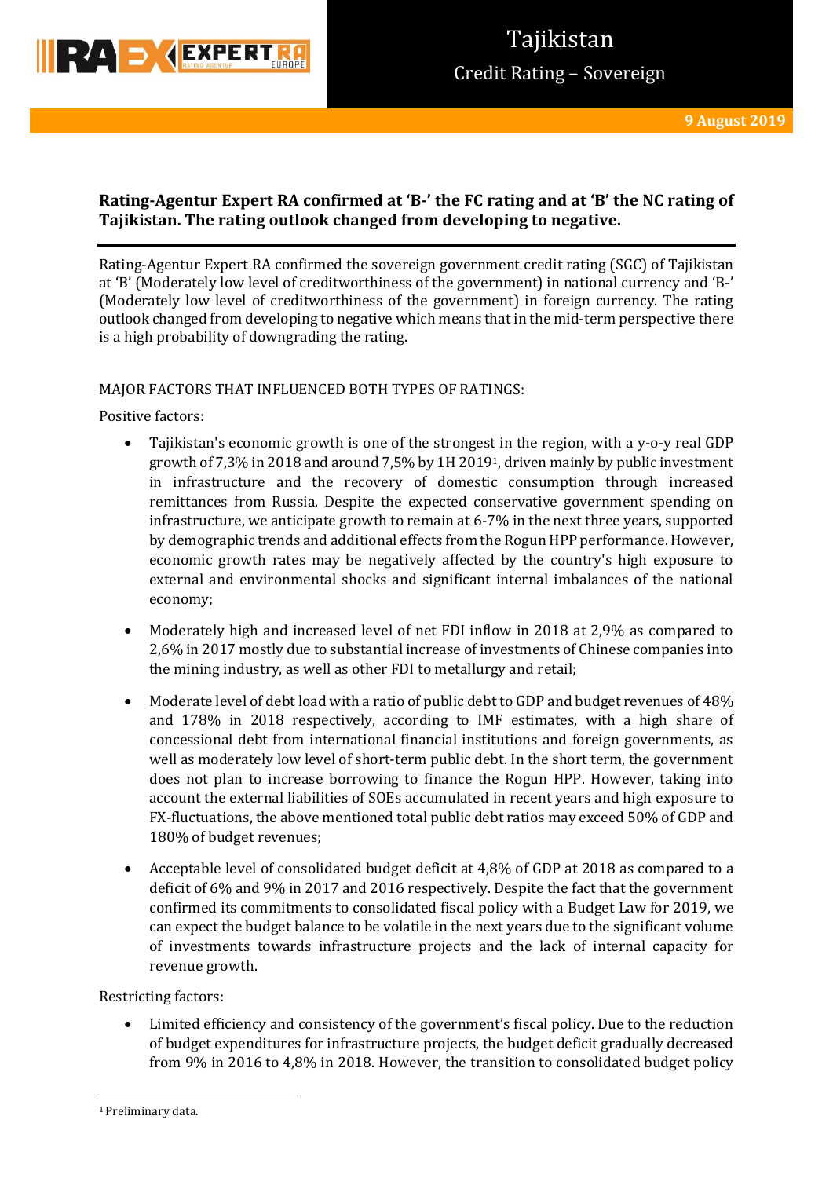# Tajikistan

## Credit Rating – Sovereign

**9 August 2019**

**Rating-Agentur Expert RA confirmed at 'B-' the FC rating and at 'B' the NC rating of Tajikistan. The rating outlook changed from developing to negative.**

Rating-Agentur Expert RA confirmed the sovereign government credit rating (SGC) of Tajikistan at 'B' (Moderately low level of creditworthiness of the government) in national currency and 'B-' (Moderately low level of creditworthiness of the government) in foreign currency. The rating outlook changed from developing to negative which means that in the mid-term perspective there is a high probability of downgrading the rating.

MAJOR FACTORS THAT INFLUENCED BOTH TYPES OF RATINGS:

Positive factors:

- Tajikistan's economic growth is one of the strongest in the region, with a y-o-y real GDP growth of 7,3% in 2018 and around 7,5% by 1H 2019[1], driven mainly by public investment in infrastructure and the recovery of domestic consumption through increased remittances from Russia. Despite the expected conservative government spending on infrastructure, we anticipate growth to remain at 6-7% in the next three years, supported by demographic trends and additional effects from the Rogun HPP performance. However, economic growth rates may be negatively affected by the country's high exposure to external and environmental shocks and significant internal imbalances of the national economy;
- Moderately high and increased level of net FDI inflow in 2018 at 2,9% as compared to 2,6% in 2017 mostly due to substantial increase of investments of Chinese companies into the mining industry, as well as other FDI to metallurgy and retail;
- Moderate level of debt load with a ratio of public debt to GDP and budget revenues of 48% and 178% in 2018 respectively, according to IMF estimates, with a high share of concessional debt from international financial institutions and foreign governments, as well as moderately low level of short-term public debt. In the short term, the government does not plan to increase borrowing to finance the Rogun HPP. However, taking into account the external liabilities of SOEs accumulated in recent years and high exposure to FX-fluctuations, the above mentioned total public debt ratios may exceed 50% of GDP and 180% of budget revenues;
- Acceptable level of consolidated budget deficit at 4,8% of GDP at 2018 as compared to a deficit of 6% and 9% in 2017 and 2016 respectively. Despite the fact that the government confirmed its commitments to consolidated fiscal policy with a Budget Law for 2019, we can expect the budget balance to be volatile in the next years due to the significant volume of investments towards infrastructure projects and the lack of internal capacity for revenue growth.

Restricting factors:

- Limited efficiency and consistency of the government's fiscal policy. Due to the reduction of budget expenditures for infrastructure projects, the budget deficit gradually decreased from 9% in 2016 to 4,8% in 2018. However, the transition to consolidated budget policy

[1] Preliminary data.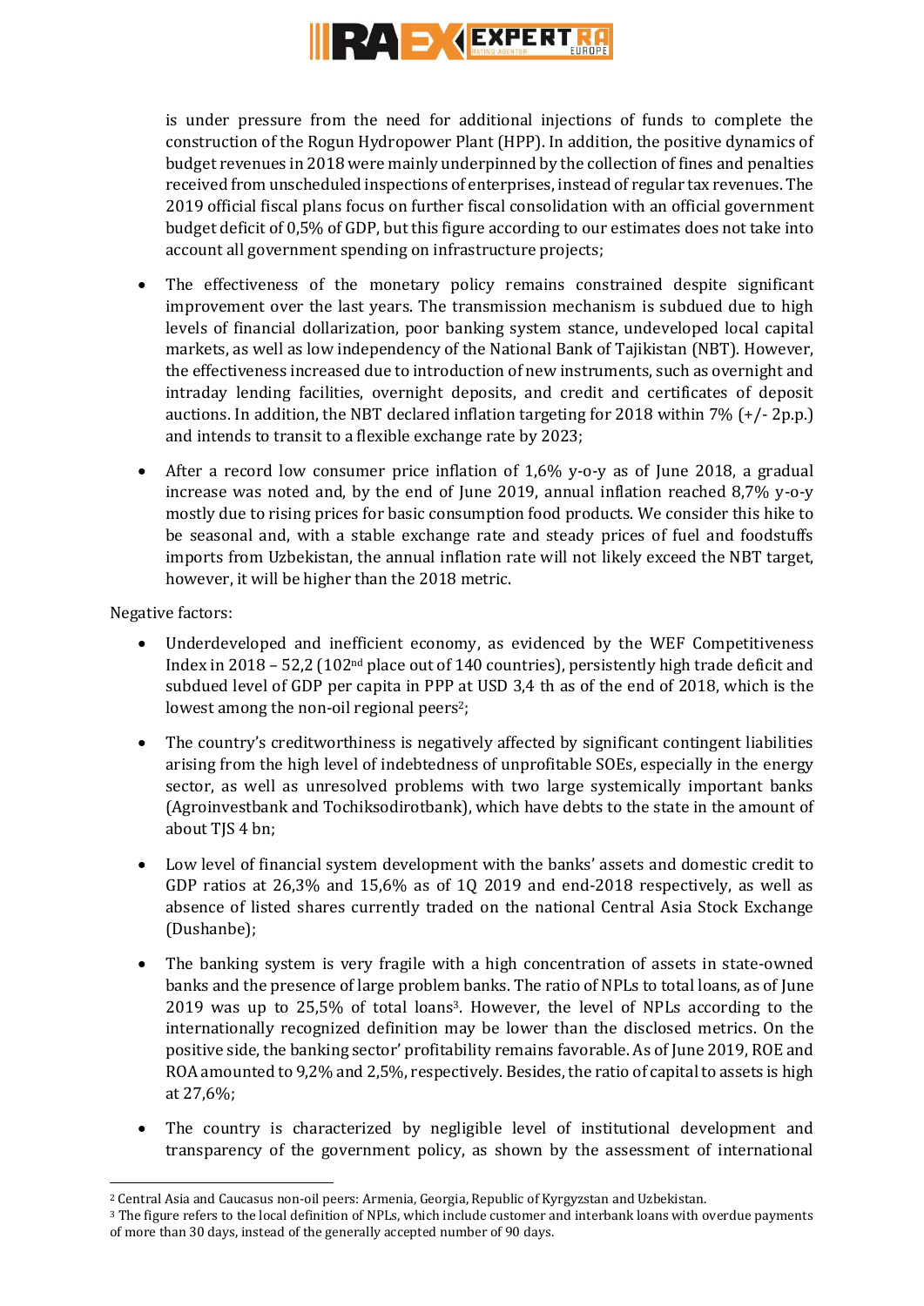is under pressure from the need for additional injections of funds to complete the construction of the Rogun Hydropower Plant (HPP). In addition, the positive dynamics of budget revenues in 2018 were mainly underpinned by the collection of fines and penalties received from unscheduled inspections of enterprises, instead of regular tax revenues. The 2019 official fiscal plans focus on further fiscal consolidation with an official government budget deficit of 0,5% of GDP, but this figure according to our estimates does not take into account all government spending on infrastructure projects;

- The effectiveness of the monetary policy remains constrained despite significant improvement over the last years. The transmission mechanism is subdued due to high levels of financial dollarization, poor banking system stance, undeveloped local capital markets, as well as low independency of the National Bank of Tajikistan (NBT). However, the effectiveness increased due to introduction of new instruments, such as overnight and intraday lending facilities, overnight deposits, and credit and certificates of deposit auctions. In addition, the NBT declared inflation targeting for 2018 within 7% (+/- 2p.p.) and intends to transit to a flexible exchange rate by 2023;
- After a record low consumer price inflation of 1,6% y-o-y as of June 2018, a gradual increase was noted and, by the end of June 2019, annual inflation reached 8,7% y-o-y mostly due to rising prices for basic consumption food products. We consider this hike to be seasonal and, with a stable exchange rate and steady prices of fuel and foodstuffs imports from Uzbekistan, the annual inflation rate will not likely exceed the NBT target, however, it will be higher than the 2018 metric.

Negative factors:

- Underdeveloped and inefficient economy, as evidenced by the WEF Competitiveness Index in 2018 – 52,2 (102nd place out of 140 countries), persistently high trade deficit and subdued level of GDP per capita in PPP at USD 3,4 th as of the end of 2018, which is the lowest among the non-oil regional peers[2];
- The country's creditworthiness is negatively affected by significant contingent liabilities arising from the high level of indebtedness of unprofitable SOEs, especially in the energy sector, as well as unresolved problems with two large systemically important banks (Agroinvestbank and Tochiksodirotbank), which have debts to the state in the amount of about TJS 4 bn;
- Low level of financial system development with the banks' assets and domestic credit to GDP ratios at 26,3% and 15,6% as of 1Q 2019 and end-2018 respectively, as well as absence of listed shares currently traded on the national Central Asia Stock Exchange (Dushanbe);
- The banking system is very fragile with a high concentration of assets in state-owned banks and the presence of large problem banks. The ratio of NPLs to total loans, as of June 2019 was up to 25,5% of total loans[3]. However, the level of NPLs according to the internationally recognized definition may be lower than the disclosed metrics. On the positive side, the banking sector' profitability remains favorable. As of June 2019, ROE and ROA amounted to 9,2% and 2,5%, respectively. Besides, the ratio of capital to assets is high at 27,6%;
- The country is characterized by negligible level of institutional development and transparency of the government policy, as shown by the assessment of international

[2] Central Asia and Caucasus non-oil peers: Armenia, Georgia, Republic of Kyrgyzstan and Uzbekistan.

[3] The figure refers to the local definition of NPLs, which include customer and interbank loans with overdue payments of more than 30 days, instead of the generally accepted number of 90 days.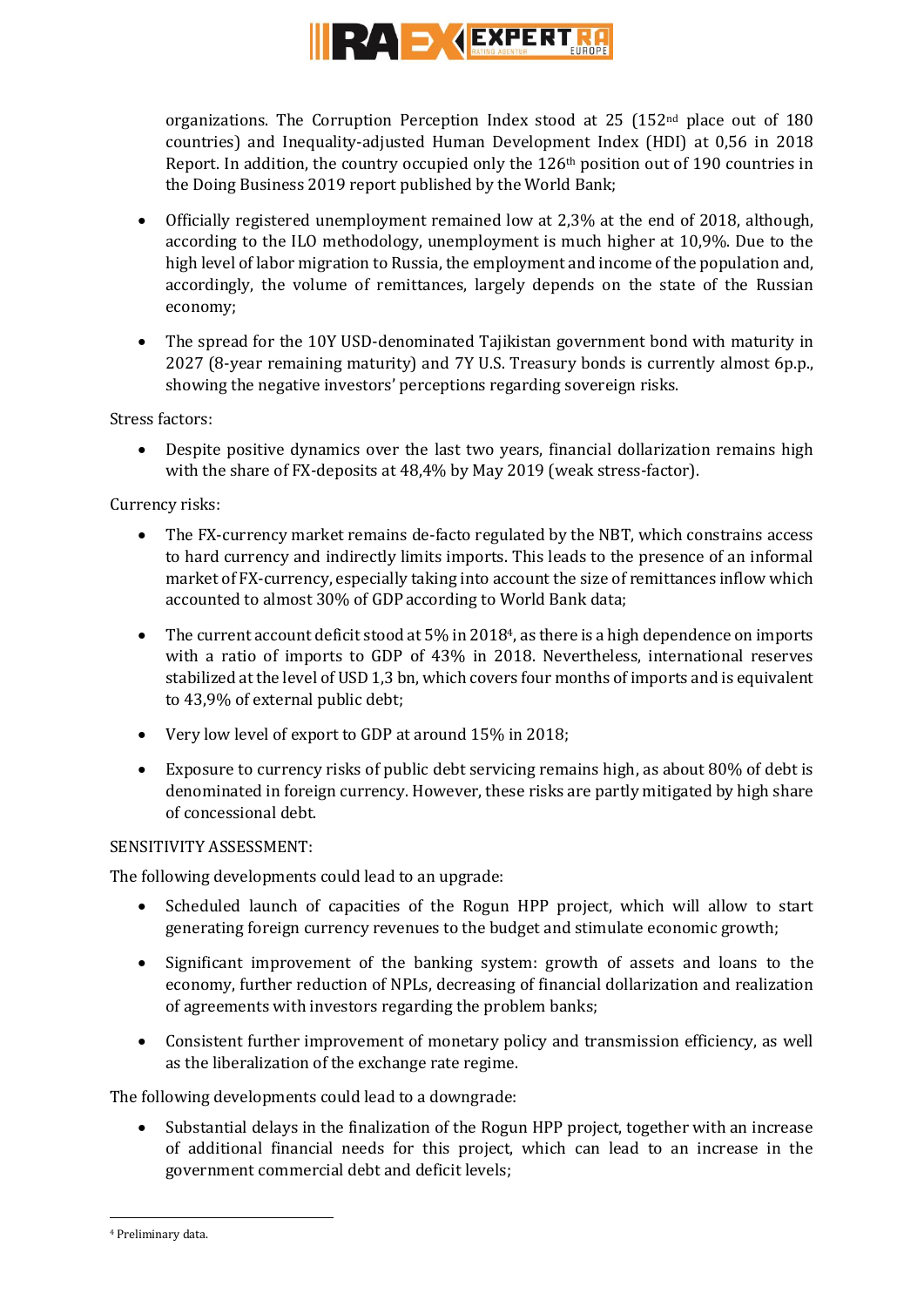organizations. The Corruption Perception Index stood at 25 (152nd place out of 180 countries) and Inequality-adjusted Human Development Index (HDI) at 0,56 in 2018 Report. In addition, the country occupied only the 126th position out of 190 countries in the Doing Business 2019 report published by the World Bank;

- Officially registered unemployment remained low at 2,3% at the end of 2018, although, according to the ILO methodology, unemployment is much higher at 10,9%. Due to the high level of labor migration to Russia, the employment and income of the population and, accordingly, the volume of remittances, largely depends on the state of the Russian economy;
- The spread for the 10Y USD-denominated Tajikistan government bond with maturity in 2027 (8-year remaining maturity) and 7Y U.S. Treasury bonds is currently almost 6p.p., showing the negative investors' perceptions regarding sovereign risks.

Stress factors:

- Despite positive dynamics over the last two years, financial dollarization remains high with the share of FX-deposits at 48,4% by May 2019 (weak stress-factor).

Currency risks:

- The FX-currency market remains de-facto regulated by the NBT, which constrains access to hard currency and indirectly limits imports. This leads to the presence of an informal market of FX-currency, especially taking into account the size of remittances inflow which accounted to almost 30% of GDP according to World Bank data;
- The current account deficit stood at 5% in 2018[4], as there is a high dependence on imports with a ratio of imports to GDP of 43% in 2018. Nevertheless, international reserves stabilized at the level of USD 1,3 bn, which covers four months of imports and is equivalent to 43,9% of external public debt;
- Very low level of export to GDP at around 15% in 2018;
- Exposure to currency risks of public debt servicing remains high, as about 80% of debt is denominated in foreign currency. However, these risks are partly mitigated by high share of concessional debt.

SENSITIVITY ASSESSMENT:

The following developments could lead to an upgrade:

- Scheduled launch of capacities of the Rogun HPP project, which will allow to start generating foreign currency revenues to the budget and stimulate economic growth;
- Significant improvement of the banking system: growth of assets and loans to the economy, further reduction of NPLs, decreasing of financial dollarization and realization of agreements with investors regarding the problem banks;
- Consistent further improvement of monetary policy and transmission efficiency, as well as the liberalization of the exchange rate regime.

The following developments could lead to a downgrade:

- Substantial delays in the finalization of the Rogun HPP project, together with an increase of additional financial needs for this project, which can lead to an increase in the government commercial debt and deficit levels;

[4] Preliminary data.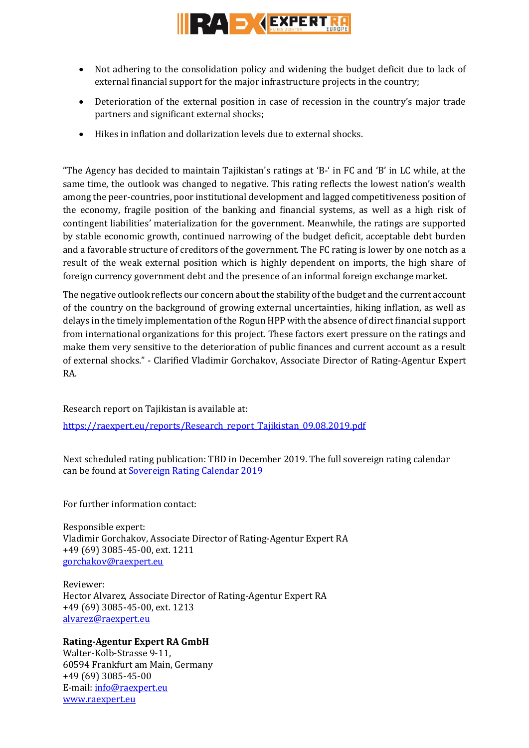- Not adhering to the consolidation policy and widening the budget deficit due to lack of external financial support for the major infrastructure projects in the country;
- Deterioration of the external position in case of recession in the country's major trade partners and significant external shocks;
- Hikes in inflation and dollarization levels due to external shocks.

"The Agency has decided to maintain Tajikistan's ratings at 'B-' in FC and 'B' in LC while, at the same time, the outlook was changed to negative. This rating reflects the lowest nation's wealth among the peer-countries, poor institutional development and lagged competitiveness position of the economy, fragile position of the banking and financial systems, as well as a high risk of contingent liabilities' materialization for the government. Meanwhile, the ratings are supported by stable economic growth, continued narrowing of the budget deficit, acceptable debt burden and a favorable structure of creditors of the government. The FC rating is lower by one notch as a result of the weak external position which is highly dependent on imports, the high share of foreign currency government debt and the presence of an informal foreign exchange market.

The negative outlook reflects our concern about the stability of the budget and the current account of the country on the background of growing external uncertainties, hiking inflation, as well as delays in the timely implementation of the Rogun HPP with the absence of direct financial support from international organizations for this project. These factors exert pressure on the ratings and make them very sensitive to the deterioration of public finances and current account as a result of external shocks." - Clarified Vladimir Gorchakov, Associate Director of Rating-Agentur Expert RA.

Research report on Tajikistan is available at:

[https://raexpert.eu/reports/Research_report_Tajikistan_09.08.2019.pdf](https://raexpert.eu/reports/Research_report_Tajikistan_09.08.2019.pdf)

Next scheduled rating publication: TBD in December 2019. The full sovereign rating calendar can be found at [Sovereign Rating Calendar 2019]()

For further information contact:

Responsible expert:
Vladimir Gorchakov, Associate Director of Rating-Agentur Expert RA
+49 (69) 3085-45-00, ext. 1211
[gorchakov@raexpert.eu](mailto:gorchakov@raexpert.eu)

Reviewer:
Hector Alvarez, Associate Director of Rating-Agentur Expert RA
+49 (69) 3085-45-00, ext. 1213
[alvarez@raexpert.eu](mailto:alvarez@raexpert.eu)

**Rating-Agentur Expert RA GmbH**
Walter-Kolb-Strasse 9-11,
60594 Frankfurt am Main, Germany
+49 (69) 3085-45-00
E-mail: [info@raexpert.eu](mailto:info@raexpert.eu)
[www.raexpert.eu](http://www.raexpert.eu)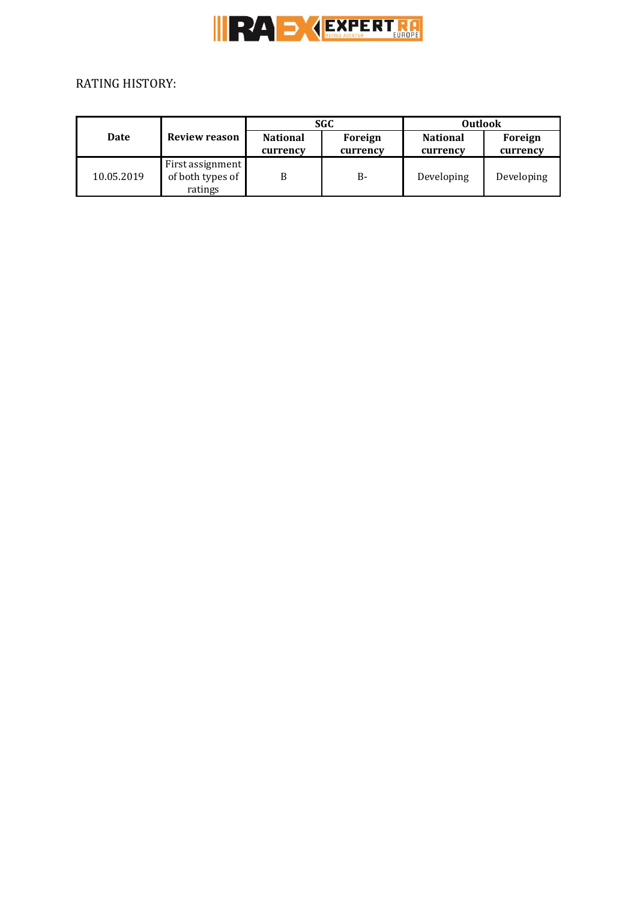RATING HISTORY:

| Date | Review reason | SGC | | Outlook | |
|---|---|---|---|---|---|
| | | **National currency** | **Foreign currency** | **National currency** | **Foreign currency** |
| 10.05.2019 | First assignment of both types of ratings | B | B- | Developing | Developing |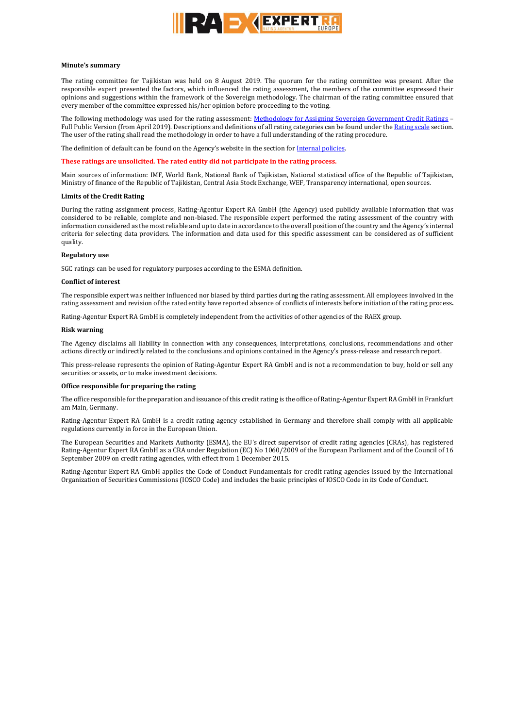**Minute's summary**

The rating committee for Tajikistan was held on 8 August 2019. The quorum for the rating committee was present. After the responsible expert presented the factors, which influenced the rating assessment, the members of the committee expressed their opinions and suggestions within the framework of the Sovereign methodology. The chairman of the rating committee ensured that every member of the committee expressed his/her opinion before proceeding to the voting.

The following methodology was used for the rating assessment: Methodology for Assigning Sovereign Government Credit Ratings – Full Public Version (from April 2019). Descriptions and definitions of all rating categories can be found under the Rating scale section. The user of the rating shall read the methodology in order to have a full understanding of the rating procedure.

The definition of default can be found on the Agency's website in the section for Internal policies.

**These ratings are unsolicited. The rated entity did not participate in the rating process.**

Main sources of information: IMF, World Bank, National Bank of Tajikistan, National statistical office of the Republic of Tajikistan, Ministry of finance of the Republic of Tajikistan, Central Asia Stock Exchange, WEF, Transparency international, open sources.

**Limits of the Credit Rating**

During the rating assignment process, Rating-Agentur Expert RA GmbH (the Agency) used publicly available information that was considered to be reliable, complete and non-biased. The responsible expert performed the rating assessment of the country with information considered as the most reliable and up to date in accordance to the overall position of the country and the Agency's internal criteria for selecting data providers. The information and data used for this specific assessment can be considered as of sufficient quality.

**Regulatory use**

SGC ratings can be used for regulatory purposes according to the ESMA definition.

**Conflict of interest**

The responsible expert was neither influenced nor biased by third parties during the rating assessment. All employees involved in the rating assessment and revision of the rated entity have reported absence of conflicts of interests before initiation of the rating process.

Rating-Agentur Expert RA GmbH is completely independent from the activities of other agencies of the RAEX group.

**Risk warning**

The Agency disclaims all liability in connection with any consequences, interpretations, conclusions, recommendations and other actions directly or indirectly related to the conclusions and opinions contained in the Agency's press-release and research report.

This press-release represents the opinion of Rating-Agentur Expert RA GmbH and is not a recommendation to buy, hold or sell any securities or assets, or to make investment decisions.

**Office responsible for preparing the rating**

The office responsible for the preparation and issuance of this credit rating is the office of Rating-Agentur Expert RA GmbH in Frankfurt am Main, Germany.

Rating-Agentur Expert RA GmbH is a credit rating agency established in Germany and therefore shall comply with all applicable regulations currently in force in the European Union.

The European Securities and Markets Authority (ESMA), the EU's direct supervisor of credit rating agencies (CRAs), has registered Rating-Agentur Expert RA GmbH as a CRA under Regulation (EC) No 1060/2009 of the European Parliament and of the Council of 16 September 2009 on credit rating agencies, with effect from 1 December 2015.

Rating-Agentur Expert RA GmbH applies the Code of Conduct Fundamentals for credit rating agencies issued by the International Organization of Securities Commissions (IOSCO Code) and includes the basic principles of IOSCO Code in its Code of Conduct.